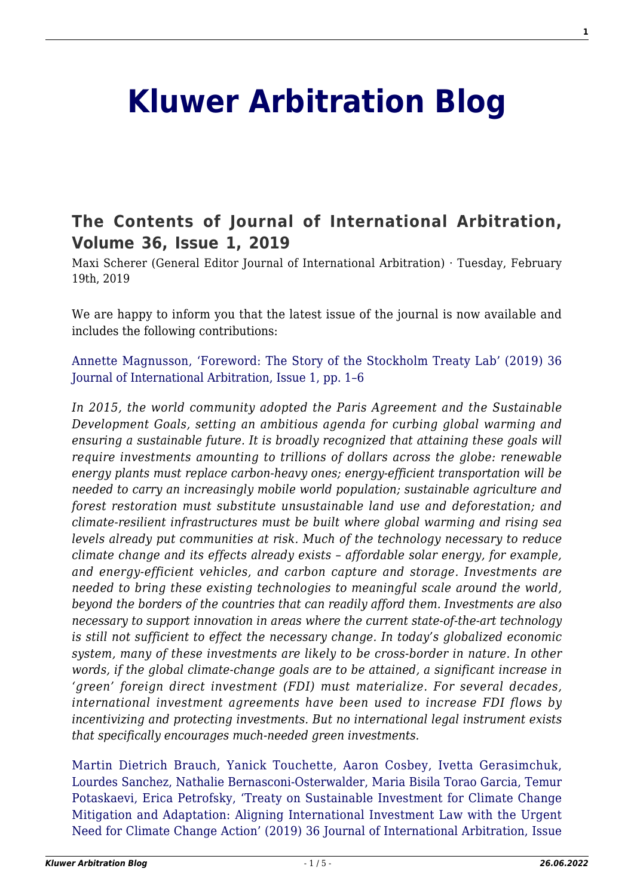# Kluwer Arbitration Blog

## The Contents of Journal of International Arbitration, Volume 36, Issue 1, 2019

Maxi Scherer (General Editor Journal of International Arbitration) · Tuesday, February 19th, 2019

We are happy to inform you that the latest issue of the journal is now available and includes the following contributions:

Annette Magnusson, 'Foreword: The Story of the Stockholm Treaty Lab' (2019) 36 Journal of International Arbitration, Issue 1, pp. 1–6

*In 2015, the world community adopted the Paris Agreement and the Sustainable Development Goals, setting an ambitious agenda for curbing global warming and ensuring a sustainable future. It is broadly recognized that attaining these goals will require investments amounting to trillions of dollars across the globe: renewable energy plants must replace carbon-heavy ones; energy-efficient transportation will be needed to carry an increasingly mobile world population; sustainable agriculture and forest restoration must substitute unsustainable land use and deforestation; and climate-resilient infrastructures must be built where global warming and rising sea levels already put communities at risk. Much of the technology necessary to reduce climate change and its effects already exists – affordable solar energy, for example, and energy-efficient vehicles, and carbon capture and storage. Investments are needed to bring these existing technologies to meaningful scale around the world, beyond the borders of the countries that can readily afford them. Investments are also necessary to support innovation in areas where the current state-of-the-art technology is still not sufficient to effect the necessary change. In today's globalized economic system, many of these investments are likely to be cross-border in nature. In other words, if the global climate-change goals are to be attained, a significant increase in 'green' foreign direct investment (FDI) must materialize. For several decades, international investment agreements have been used to increase FDI flows by incentivizing and protecting investments. But no international legal instrument exists that specifically encourages much-needed green investments.*

Martin Dietrich Brauch, Yanick Touchette, Aaron Cosbey, Ivetta Gerasimchuk, Lourdes Sanchez, Nathalie Bernasconi-Osterwalder, Maria Bisila Torao Garcia, Temur Potaskaevi, Erica Petrofsky, 'Treaty on Sustainable Investment for Climate Change Mitigation and Adaptation: Aligning International Investment Law with the Urgent Need for Climate Change Action' (2019) 36 Journal of International Arbitration, Issue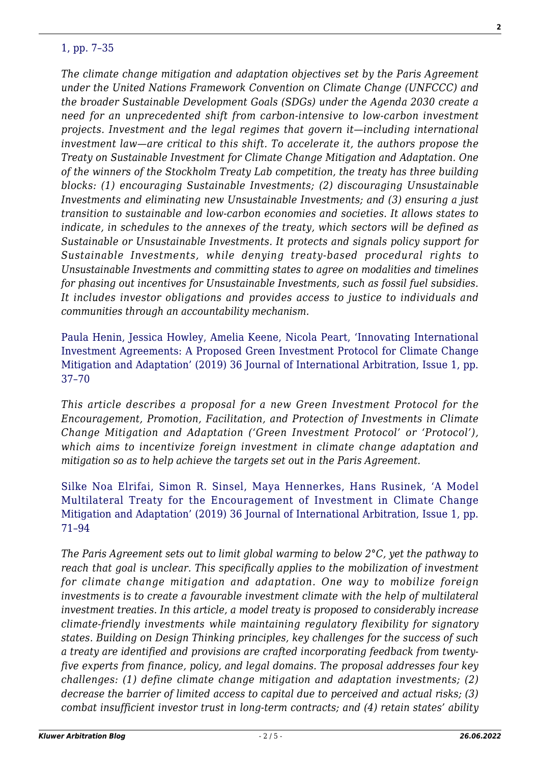1, pp. 7–35

*The climate change mitigation and adaptation objectives set by the Paris Agreement under the United Nations Framework Convention on Climate Change (UNFCCC) and the broader Sustainable Development Goals (SDGs) under the Agenda 2030 create a need for an unprecedented shift from carbon-intensive to low-carbon investment projects. Investment and the legal regimes that govern it—including international investment law—are critical to this shift. To accelerate it, the authors propose the Treaty on Sustainable Investment for Climate Change Mitigation and Adaptation. One of the winners of the Stockholm Treaty Lab competition, the treaty has three building blocks: (1) encouraging Sustainable Investments; (2) discouraging Unsustainable Investments and eliminating new Unsustainable Investments; and (3) ensuring a just transition to sustainable and low-carbon economies and societies. It allows states to indicate, in schedules to the annexes of the treaty, which sectors will be defined as Sustainable or Unsustainable Investments. It protects and signals policy support for Sustainable Investments, while denying treaty-based procedural rights to Unsustainable Investments and committing states to agree on modalities and timelines for phasing out incentives for Unsustainable Investments, such as fossil fuel subsidies. It includes investor obligations and provides access to justice to individuals and communities through an accountability mechanism.*

Paula Henin, Jessica Howley, Amelia Keene, Nicola Peart, 'Innovating International Investment Agreements: A Proposed Green Investment Protocol for Climate Change Mitigation and Adaptation' (2019) 36 Journal of International Arbitration, Issue 1, pp. 37–70

*This article describes a proposal for a new Green Investment Protocol for the Encouragement, Promotion, Facilitation, and Protection of Investments in Climate Change Mitigation and Adaptation ('Green Investment Protocol' or 'Protocol'), which aims to incentivize foreign investment in climate change adaptation and mitigation so as to help achieve the targets set out in the Paris Agreement.*

Silke Noa Elrifai, Simon R. Sinsel, Maya Hennerkes, Hans Rusinek, 'A Model Multilateral Treaty for the Encouragement of Investment in Climate Change Mitigation and Adaptation' (2019) 36 Journal of International Arbitration, Issue 1, pp. 71–94

*The Paris Agreement sets out to limit global warming to below 2°C, yet the pathway to reach that goal is unclear. This specifically applies to the mobilization of investment for climate change mitigation and adaptation. One way to mobilize foreign investments is to create a favourable investment climate with the help of multilateral investment treaties. In this article, a model treaty is proposed to considerably increase climate-friendly investments while maintaining regulatory flexibility for signatory states. Building on Design Thinking principles, key challenges for the success of such a treaty are identified and provisions are crafted incorporating feedback from twenty-five experts from finance, policy, and legal domains. The proposal addresses four key challenges: (1) define climate change mitigation and adaptation investments; (2) decrease the barrier of limited access to capital due to perceived and actual risks; (3) combat insufficient investor trust in long-term contracts; and (4) retain states' ability*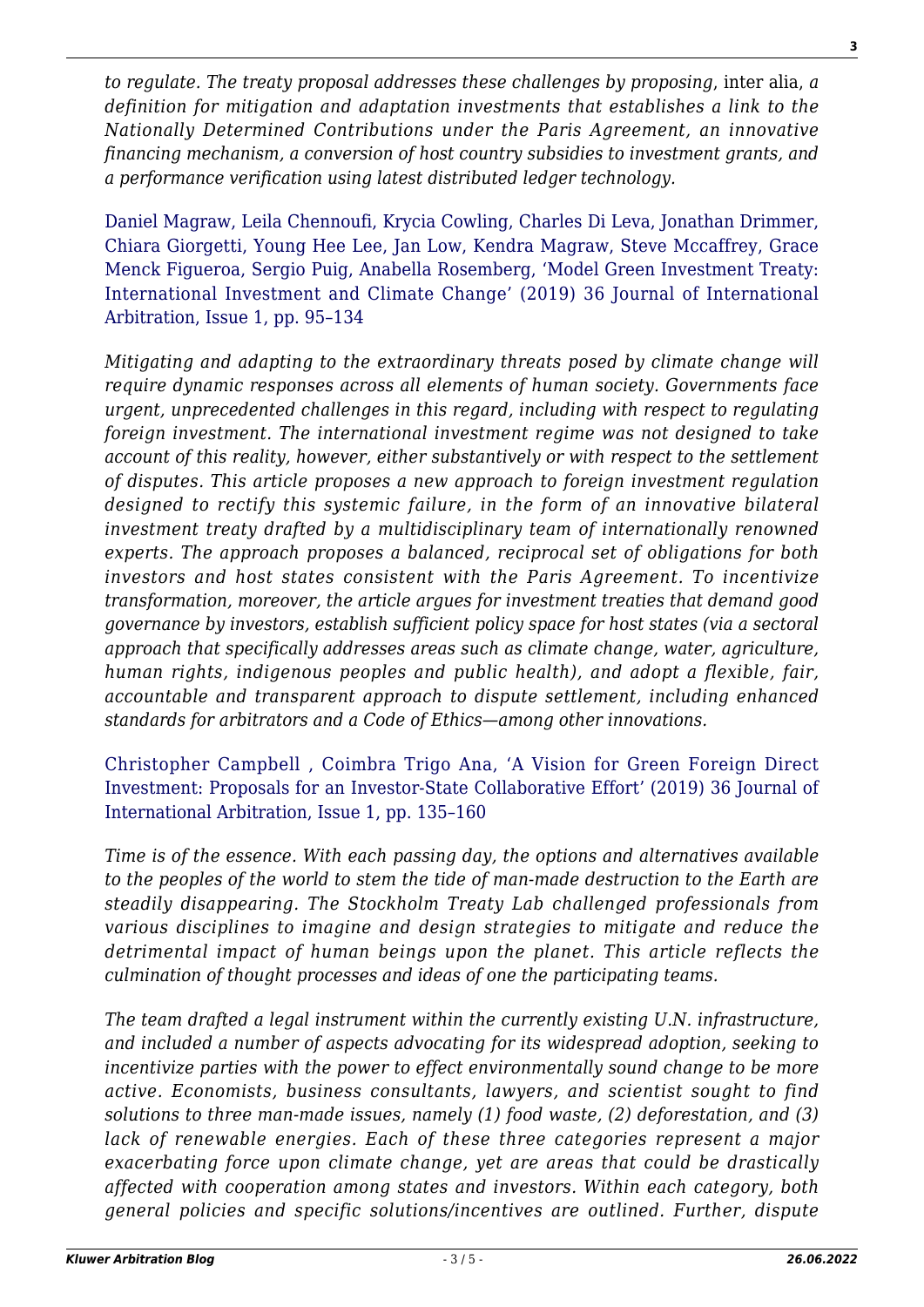*to regulate. The treaty proposal addresses these challenges by proposing*, inter alia, *a definition for mitigation and adaptation investments that establishes a link to the Nationally Determined Contributions under the Paris Agreement, an innovative financing mechanism, a conversion of host country subsidies to investment grants, and a performance verification using latest distributed ledger technology.*

Daniel Magraw, Leila Chennoufi, Krycia Cowling, Charles Di Leva, Jonathan Drimmer, Chiara Giorgetti, Young Hee Lee, Jan Low, Kendra Magraw, Steve Mccaffrey, Grace Menck Figueroa, Sergio Puig, Anabella Rosemberg, 'Model Green Investment Treaty: International Investment and Climate Change' (2019) 36 Journal of International Arbitration, Issue 1, pp. 95–134

*Mitigating and adapting to the extraordinary threats posed by climate change will require dynamic responses across all elements of human society. Governments face urgent, unprecedented challenges in this regard, including with respect to regulating foreign investment. The international investment regime was not designed to take account of this reality, however, either substantively or with respect to the settlement of disputes. This article proposes a new approach to foreign investment regulation designed to rectify this systemic failure, in the form of an innovative bilateral investment treaty drafted by a multidisciplinary team of internationally renowned experts. The approach proposes a balanced, reciprocal set of obligations for both investors and host states consistent with the Paris Agreement. To incentivize transformation, moreover, the article argues for investment treaties that demand good governance by investors, establish sufficient policy space for host states (via a sectoral approach that specifically addresses areas such as climate change, water, agriculture, human rights, indigenous peoples and public health), and adopt a flexible, fair, accountable and transparent approach to dispute settlement, including enhanced standards for arbitrators and a Code of Ethics—among other innovations.*

Christopher Campbell , Coimbra Trigo Ana, 'A Vision for Green Foreign Direct Investment: Proposals for an Investor-State Collaborative Effort' (2019) 36 Journal of International Arbitration, Issue 1, pp. 135–160

*Time is of the essence. With each passing day, the options and alternatives available to the peoples of the world to stem the tide of man-made destruction to the Earth are steadily disappearing. The Stockholm Treaty Lab challenged professionals from various disciplines to imagine and design strategies to mitigate and reduce the detrimental impact of human beings upon the planet. This article reflects the culmination of thought processes and ideas of one the participating teams.*

*The team drafted a legal instrument within the currently existing U.N. infrastructure, and included a number of aspects advocating for its widespread adoption, seeking to incentivize parties with the power to effect environmentally sound change to be more active. Economists, business consultants, lawyers, and scientist sought to find solutions to three man-made issues, namely (1) food waste, (2) deforestation, and (3) lack of renewable energies. Each of these three categories represent a major exacerbating force upon climate change, yet are areas that could be drastically affected with cooperation among states and investors. Within each category, both general policies and specific solutions/incentives are outlined. Further, dispute*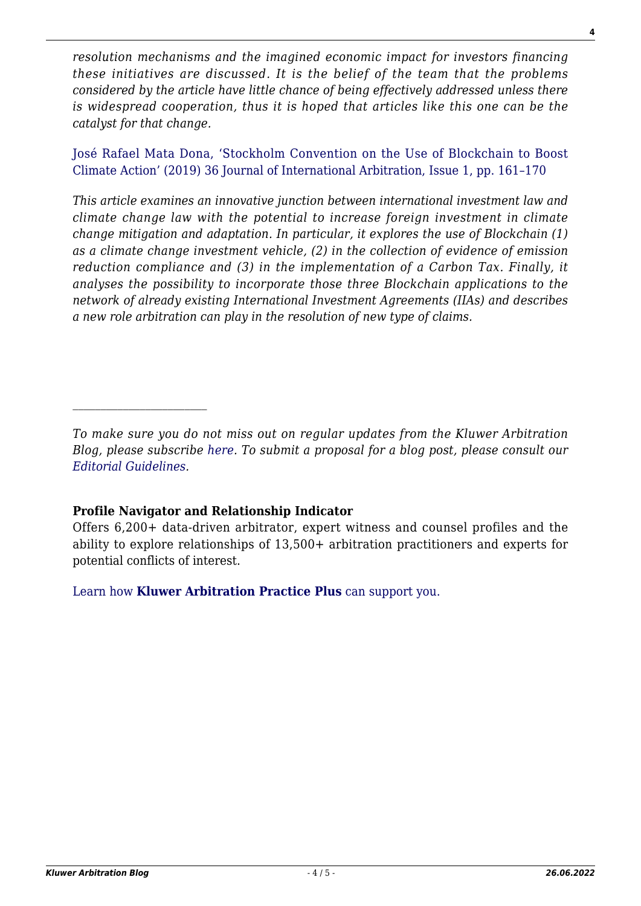*resolution mechanisms and the imagined economic impact for investors financing these initiatives are discussed. It is the belief of the team that the problems considered by the article have little chance of being effectively addressed unless there is widespread cooperation, thus it is hoped that articles like this one can be the catalyst for that change.*

José Rafael Mata Dona, 'Stockholm Convention on the Use of Blockchain to Boost Climate Action' (2019) 36 Journal of International Arbitration, Issue 1, pp. 161–170

*This article examines an innovative junction between international investment law and climate change law with the potential to increase foreign investment in climate change mitigation and adaptation. In particular, it explores the use of Blockchain (1) as a climate change investment vehicle, (2) in the collection of evidence of emission reduction compliance and (3) in the implementation of a Carbon Tax. Finally, it analyses the possibility to incorporate those three Blockchain applications to the network of already existing International Investment Agreements (IIAs) and describes a new role arbitration can play in the resolution of new type of claims.*

---

*To make sure you do not miss out on regular updates from the Kluwer Arbitration Blog, please subscribe here. To submit a proposal for a blog post, please consult our Editorial Guidelines.*

**Profile Navigator and Relationship Indicator**

Offers 6,200+ data-driven arbitrator, expert witness and counsel profiles and the ability to explore relationships of 13,500+ arbitration practitioners and experts for potential conflicts of interest.

Learn how **Kluwer Arbitration Practice Plus** can support you.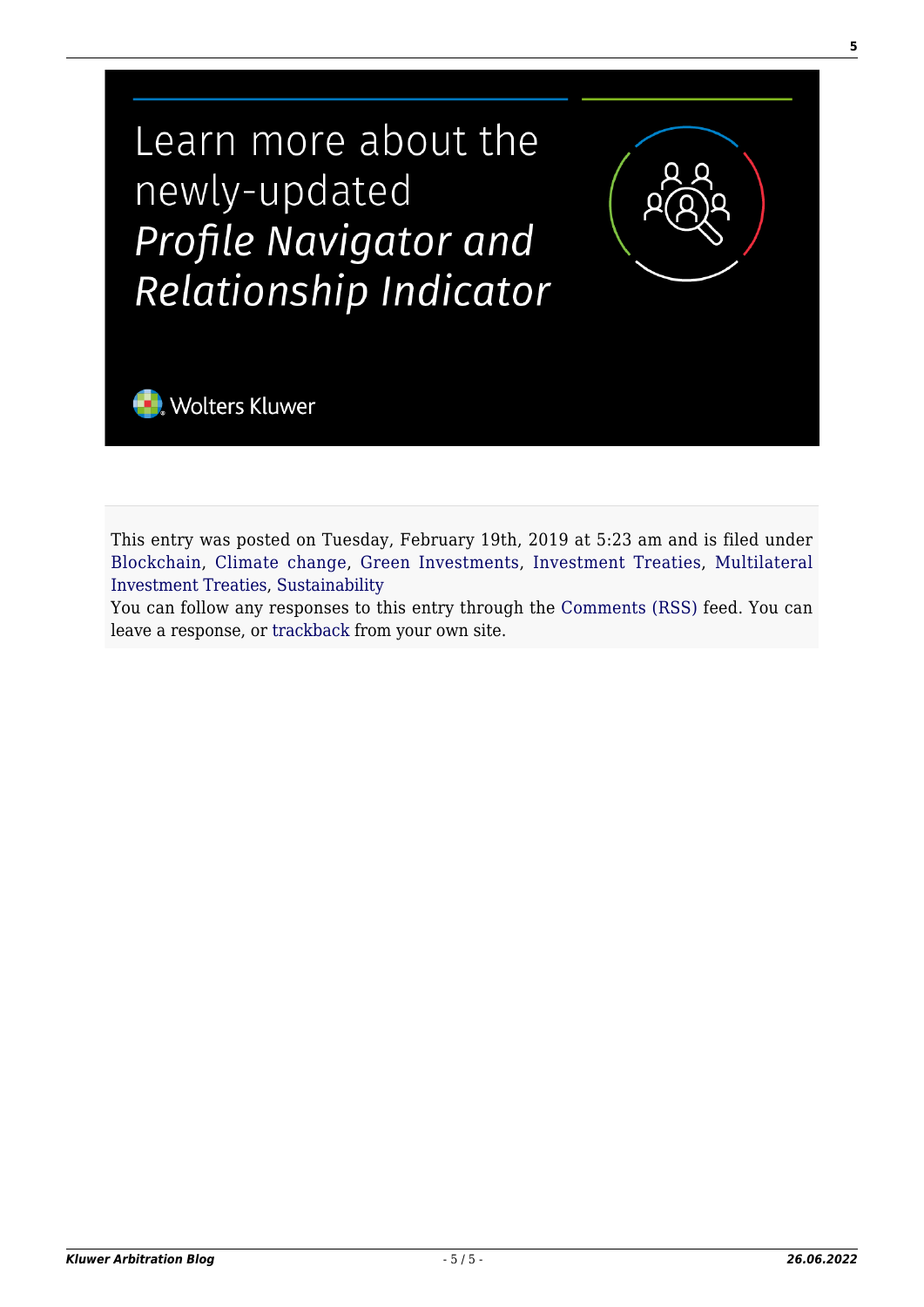Learn more about the newly-updated *Profile Navigator and Relationship Indicator*

Wolters Kluwer

This entry was posted on Tuesday, February 19th, 2019 at 5:23 am and is filed under Blockchain, Climate change, Green Investments, Investment Treaties, Multilateral Investment Treaties, Sustainability
You can follow any responses to this entry through the Comments (RSS) feed. You can leave a response, or trackback from your own site.